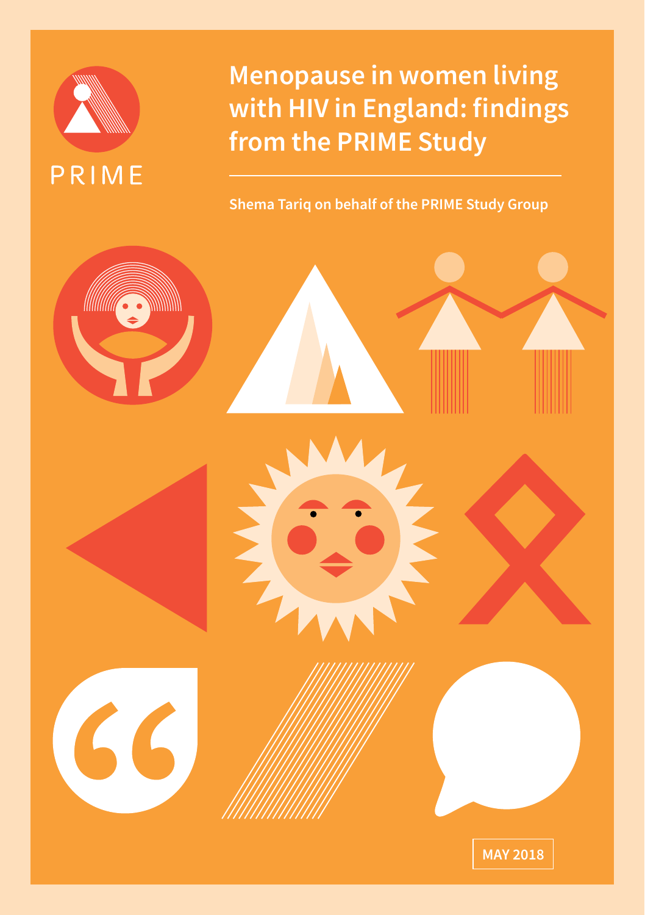PRIME

# Menopause in women living with HIV in England: findings from the PRIME Study

Shema Tariq on behalf of the PRIME Study Group

MAY 2018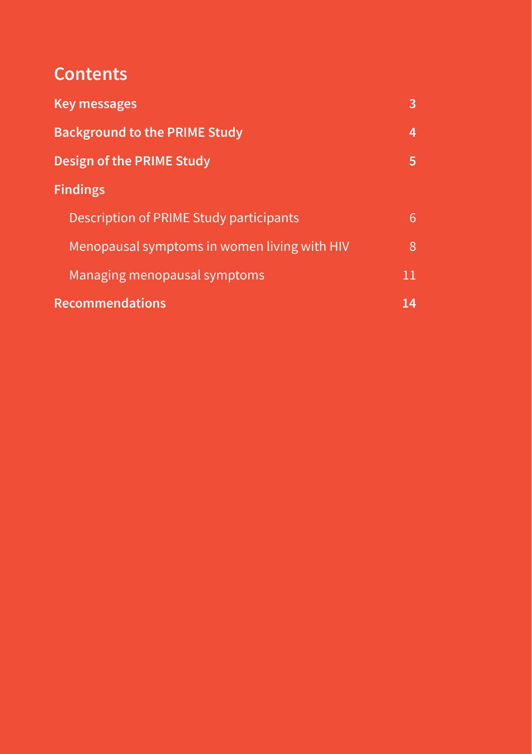## Contents

| | |
|---|---|
| **Key messages** | **3** |
| **Background to the PRIME Study** | **4** |
| **Design of the PRIME Study** | **5** |
| **Findings** | |
| Description of PRIME Study participants | 6 |
| Menopausal symptoms in women living with HIV | 8 |
| Managing menopausal symptoms | 11 |
| **Recommendations** | **14** |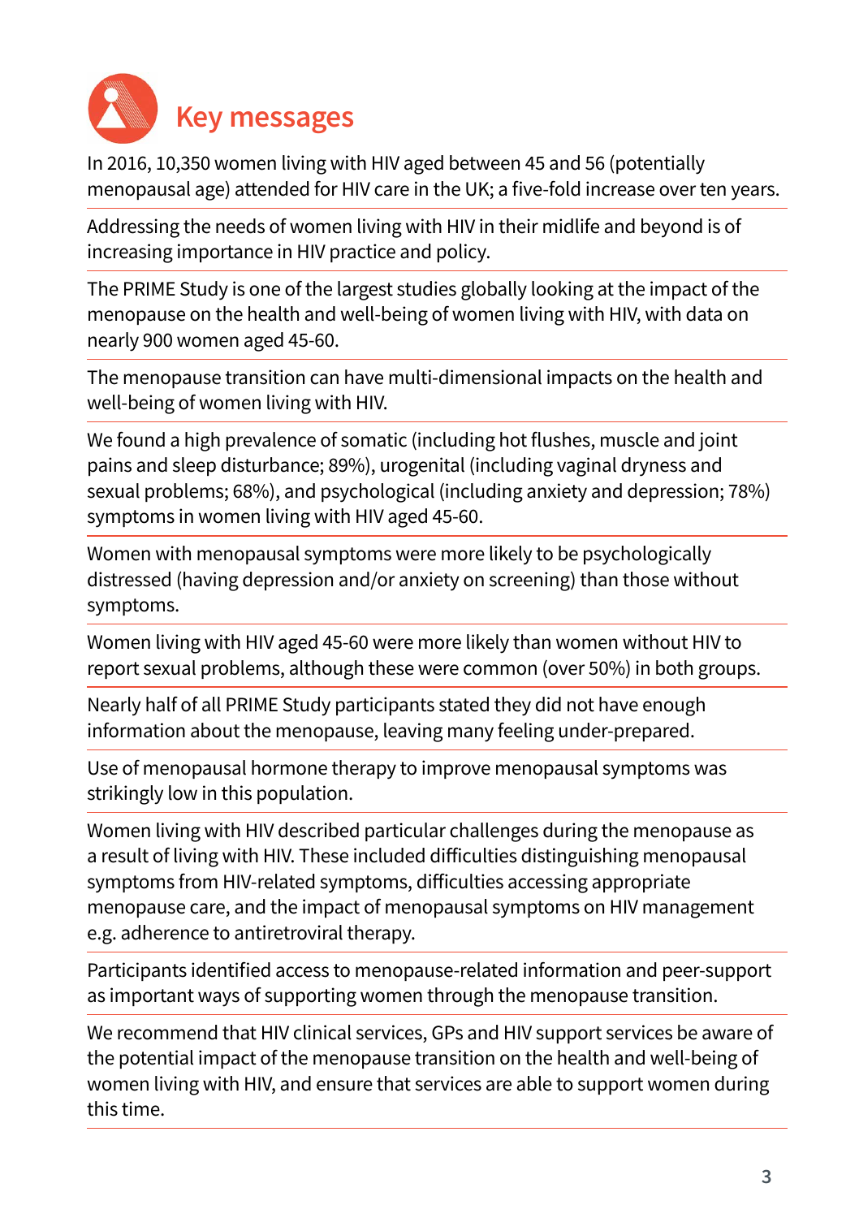# Key messages

In 2016, 10,350 women living with HIV aged between 45 and 56 (potentially menopausal age) attended for HIV care in the UK; a five-fold increase over ten years.

Addressing the needs of women living with HIV in their midlife and beyond is of increasing importance in HIV practice and policy.

The PRIME Study is one of the largest studies globally looking at the impact of the menopause on the health and well-being of women living with HIV, with data on nearly 900 women aged 45-60.

The menopause transition can have multi-dimensional impacts on the health and well-being of women living with HIV.

We found a high prevalence of somatic (including hot flushes, muscle and joint pains and sleep disturbance; 89%), urogenital (including vaginal dryness and sexual problems; 68%), and psychological (including anxiety and depression; 78%) symptoms in women living with HIV aged 45-60.

Women with menopausal symptoms were more likely to be psychologically distressed (having depression and/or anxiety on screening) than those without symptoms.

Women living with HIV aged 45-60 were more likely than women without HIV to report sexual problems, although these were common (over 50%) in both groups.

Nearly half of all PRIME Study participants stated they did not have enough information about the menopause, leaving many feeling under-prepared.

Use of menopausal hormone therapy to improve menopausal symptoms was strikingly low in this population.

Women living with HIV described particular challenges during the menopause as a result of living with HIV. These included difficulties distinguishing menopausal symptoms from HIV-related symptoms, difficulties accessing appropriate menopause care, and the impact of menopausal symptoms on HIV management e.g. adherence to antiretroviral therapy.

Participants identified access to menopause-related information and peer-support as important ways of supporting women through the menopause transition.

We recommend that HIV clinical services, GPs and HIV support services be aware of the potential impact of the menopause transition on the health and well-being of women living with HIV, and ensure that services are able to support women during this time.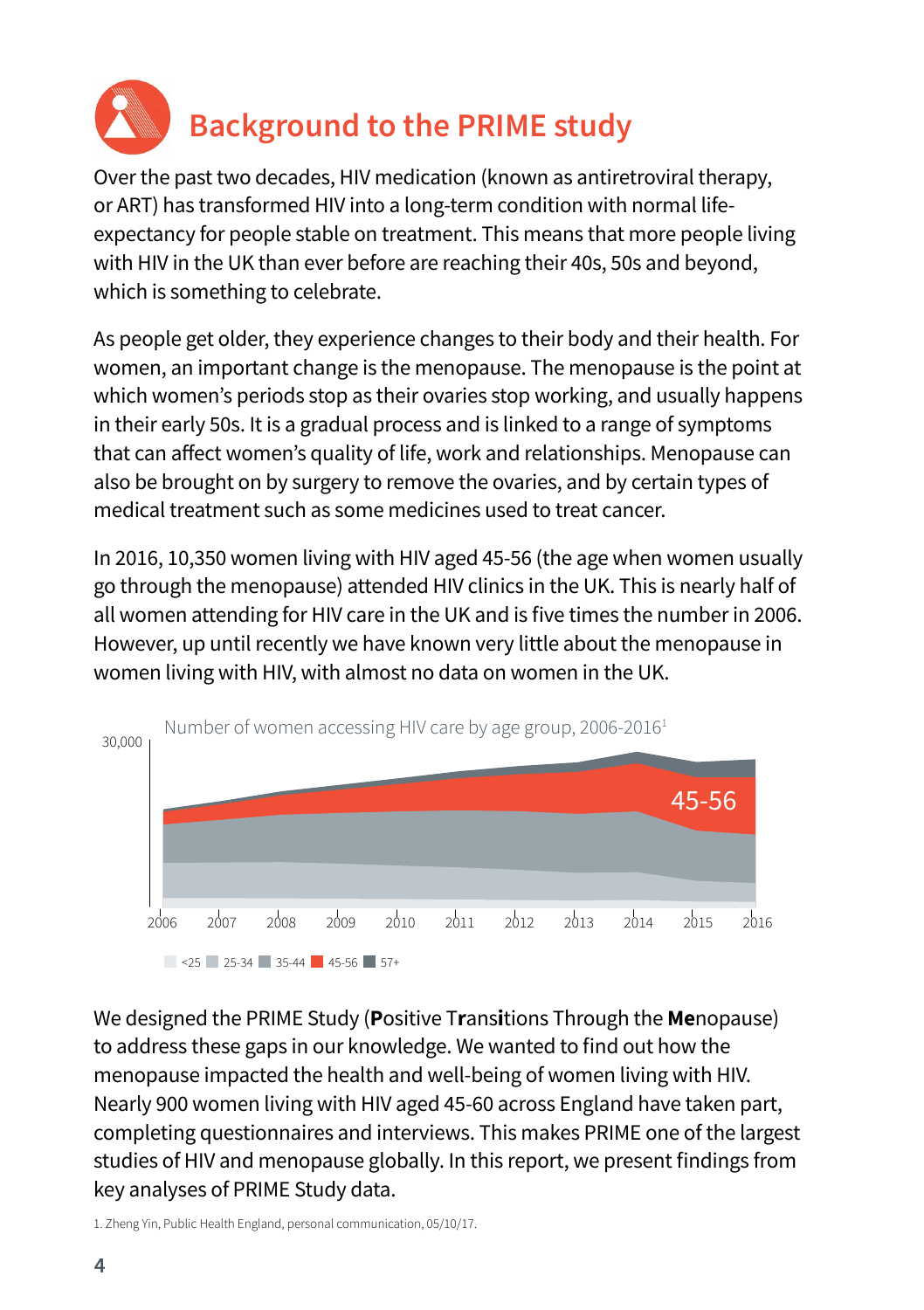# Background to the PRIME study

Over the past two decades, HIV medication (known as antiretroviral therapy, or ART) has transformed HIV into a long-term condition with normal life-expectancy for people stable on treatment. This means that more people living with HIV in the UK than ever before are reaching their 40s, 50s and beyond, which is something to celebrate.

As people get older, they experience changes to their body and their health. For women, an important change is the menopause. The menopause is the point at which women's periods stop as their ovaries stop working, and usually happens in their early 50s. It is a gradual process and is linked to a range of symptoms that can affect women's quality of life, work and relationships. Menopause can also be brought on by surgery to remove the ovaries, and by certain types of medical treatment such as some medicines used to treat cancer.

In 2016, 10,350 women living with HIV aged 45-56 (the age when women usually go through the menopause) attended HIV clinics in the UK. This is nearly half of all women attending for HIV care in the UK and is five times the number in 2006. However, up until recently we have known very little about the menopause in women living with HIV, with almost no data on women in the UK.

Number of women accessing HIV care by age group, 2006-2016[1]

30,000

45-56

2006 2007 2008 2009 2010 2011 2012 2013 2014 2015 2016

<25 | 25-34 | 35-44 | 45-56 | 57+

We designed the PRIME Study (**P**ositive T**r**ans**i**tions Through the **Me**nopause) to address these gaps in our knowledge. We wanted to find out how the menopause impacted the health and well-being of women living with HIV. Nearly 900 women living with HIV aged 45-60 across England have taken part, completing questionnaires and interviews. This makes PRIME one of the largest studies of HIV and menopause globally. In this report, we present findings from key analyses of PRIME Study data.

1. Zheng Yin, Public Health England, personal communication, 05/10/17.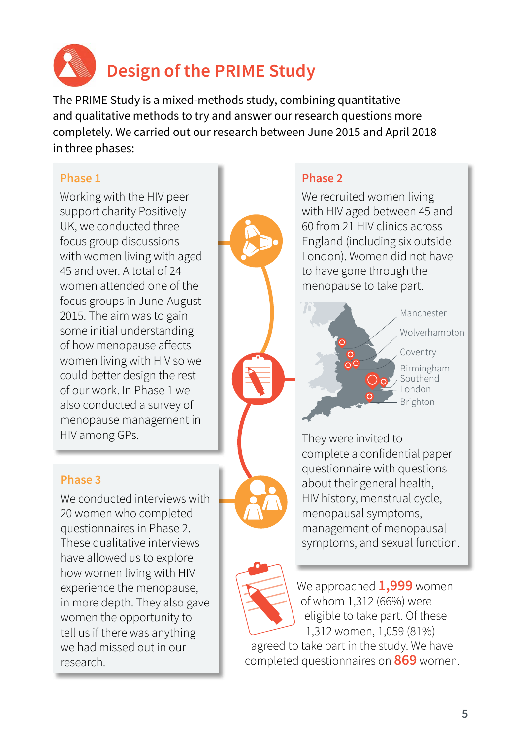# Design of the PRIME Study

The PRIME Study is a mixed-methods study, combining quantitative and qualitative methods to try and answer our research questions more completely. We carried out our research between June 2015 and April 2018 in three phases:

## Phase 1

Working with the HIV peer support charity Positively UK, we conducted three focus group discussions with women living with aged 45 and over. A total of 24 women attended one of the focus groups in June-August 2015. The aim was to gain some initial understanding of how menopause affects women living with HIV so we could better design the rest of our work. In Phase 1 we also conducted a survey of menopause management in HIV among GPs.

## Phase 2

We recruited women living with HIV aged between 45 and 60 from 21 HIV clinics across England (including six outside London). Women did not have to have gone through the menopause to take part.

Manchester
Wolverhampton
Coventry
Birmingham
Southend
London
Brighton

They were invited to complete a confidential paper questionnaire with questions about their general health, HIV history, menstrual cycle, menopausal symptoms, management of menopausal symptoms, and sexual function.

We approached **1,999** women of whom 1,312 (66%) were eligible to take part. Of these 1,312 women, 1,059 (81%) agreed to take part in the study. We have completed questionnaires on **869** women.

## Phase 3

We conducted interviews with 20 women who completed questionnaires in Phase 2. These qualitative interviews have allowed us to explore how women living with HIV experience the menopause, in more depth. They also gave women the opportunity to tell us if there was anything we had missed out in our research.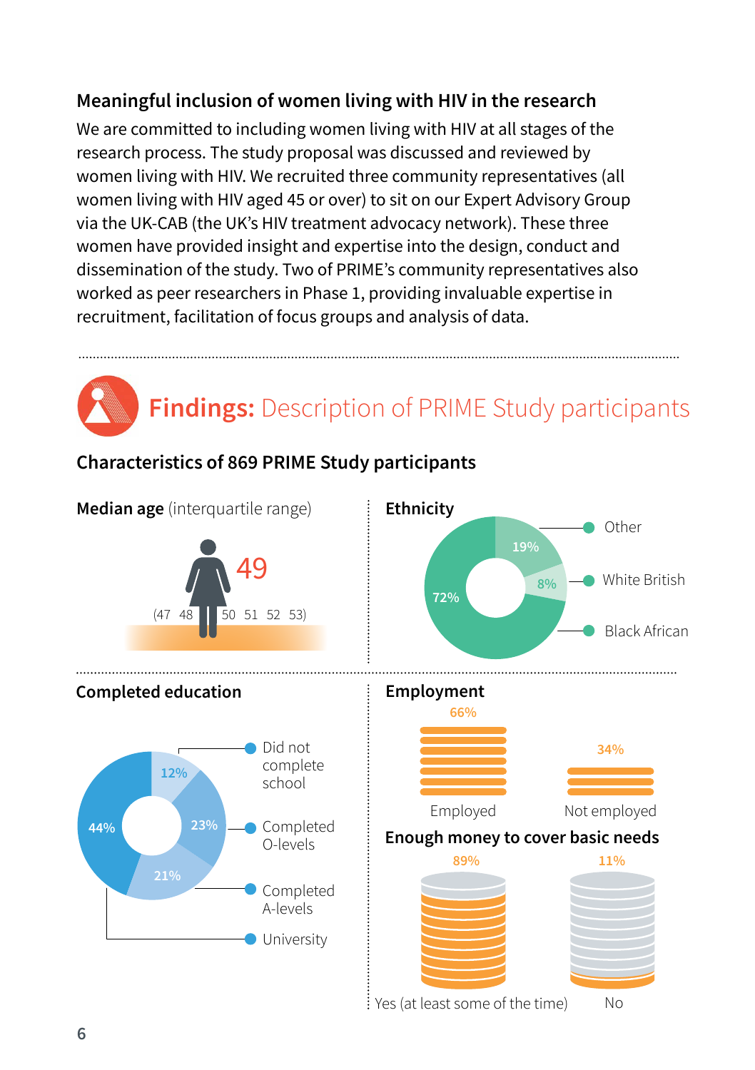## Meaningful inclusion of women living with HIV in the research

We are committed to including women living with HIV at all stages of the research process. The study proposal was discussed and reviewed by women living with HIV. We recruited three community representatives (all women living with HIV aged 45 or over) to sit on our Expert Advisory Group via the UK-CAB (the UK's HIV treatment advocacy network). These three women have provided insight and expertise into the design, conduct and dissemination of the study. Two of PRIME's community representatives also worked as peer researchers in Phase 1, providing invaluable expertise in recruitment, facilitation of focus groups and analysis of data.

# **Findings:** Description of PRIME Study participants

### Characteristics of 869 PRIME Study participants

**Median age** (interquartile range)

49

(47 48 50 51 52 53)

**Ethnicity**

- Other: 19%
- White British: 8%
- Black African: 72%

**Completed education**

- Did not complete school: 12%
- Completed O-levels: 23%
- Completed A-levels: 21%
- University: 44%

**Employment**

- Employed: 66%
- Not employed: 34%

**Enough money to cover basic needs**

- Yes (at least some of the time): 89%
- No: 11%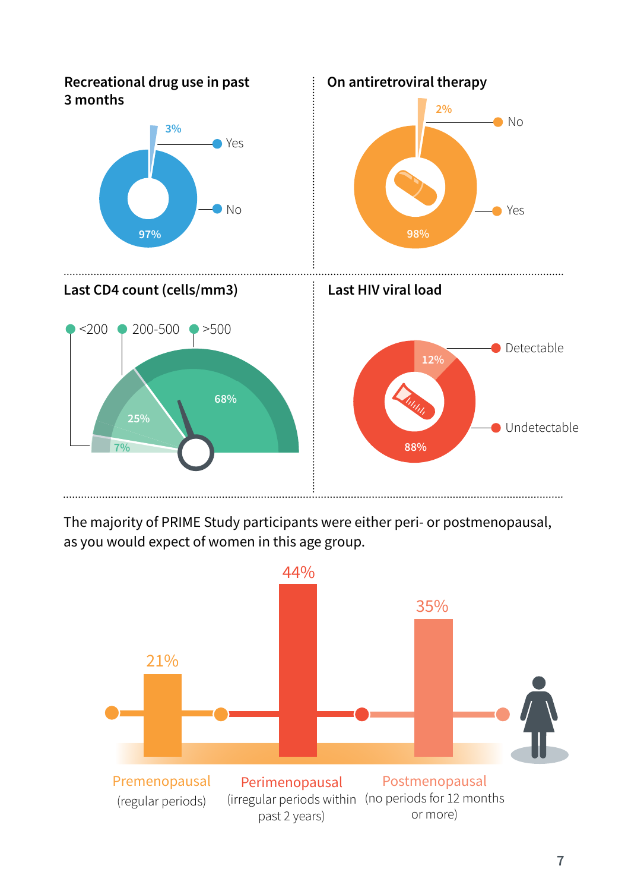### Recreational drug use in past 3 months

- Yes: 3%
- No: 97%

### On antiretroviral therapy

- No: 2%
- Yes: 98%

### Last CD4 count (cells/mm3)

- <200: 7%
- 200-500: 25%
- >500: 68%

### Last HIV viral load

- Detectable: 12%
- Undetectable: 88%

The majority of PRIME Study participants were either peri- or postmenopausal, as you would expect of women in this age group.

- Premenopausal (regular periods): 21%
- Perimenopausal (irregular periods within past 2 years): 44%
- Postmenopausal (no periods for 12 months or more): 35%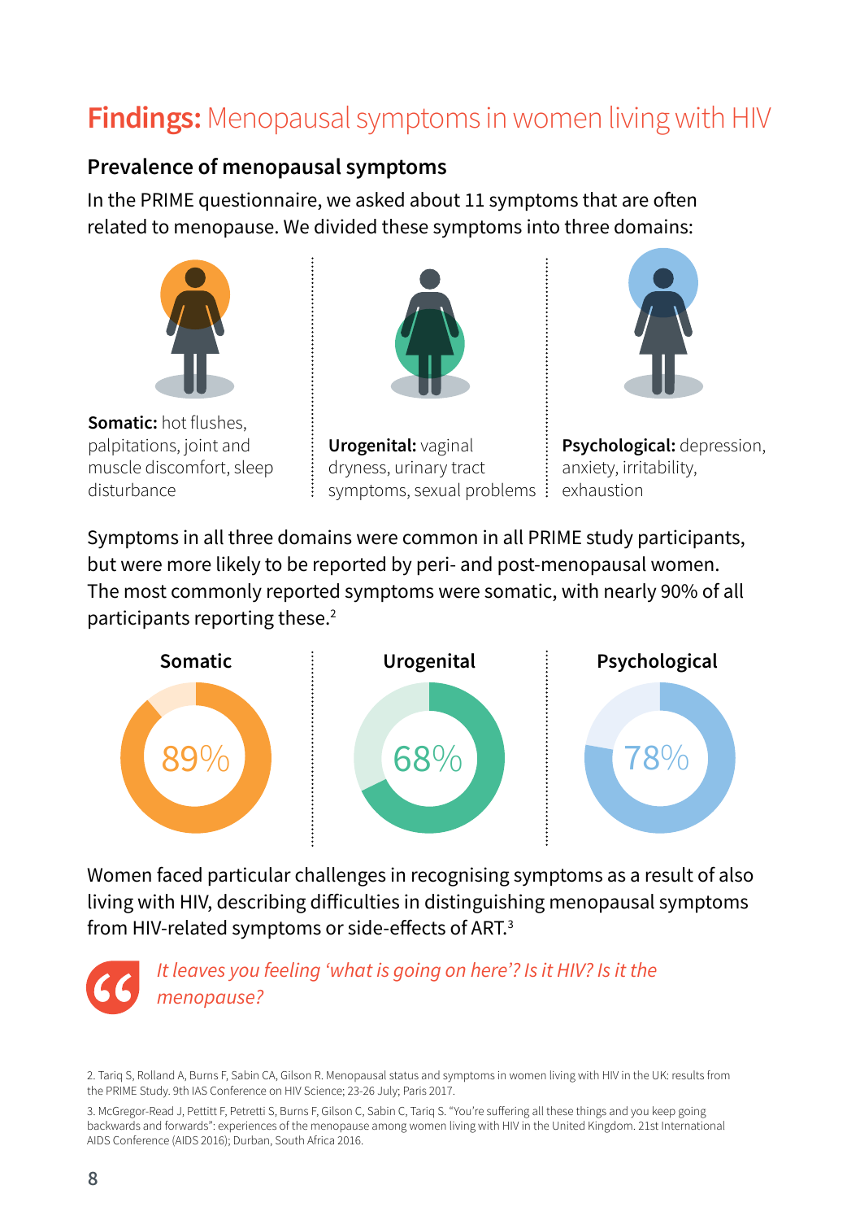# **Findings:** Menopausal symptoms in women living with HIV

## Prevalence of menopausal symptoms

In the PRIME questionnaire, we asked about 11 symptoms that are often related to menopause. We divided these symptoms into three domains:

**Somatic:** hot flushes, palpitations, joint and muscle discomfort, sleep disturbance

**Urogenital:** vaginal dryness, urinary tract symptoms, sexual problems

**Psychological:** depression, anxiety, irritability, exhaustion

Symptoms in all three domains were common in all PRIME study participants, but were more likely to be reported by peri- and post-menopausal women. The most commonly reported symptoms were somatic, with nearly 90% of all participants reporting these.[2]

**Somatic**

89%

**Urogenital**

68%

**Psychological**

78%

Women faced particular challenges in recognising symptoms as a result of also living with HIV, describing difficulties in distinguishing menopausal symptoms from HIV-related symptoms or side-effects of ART.[3]

> *It leaves you feeling 'what is going on here'? Is it HIV? Is it the menopause?*

2. Tariq S, Rolland A, Burns F, Sabin CA, Gilson R. Menopausal status and symptoms in women living with HIV in the UK: results from the PRIME Study. 9th IAS Conference on HIV Science; 23-26 July; Paris 2017.

3. McGregor-Read J, Pettitt F, Petretti S, Burns F, Gilson C, Sabin C, Tariq S. "You're suffering all these things and you keep going backwards and forwards": experiences of the menopause among women living with HIV in the United Kingdom. 21st International AIDS Conference (AIDS 2016); Durban, South Africa 2016.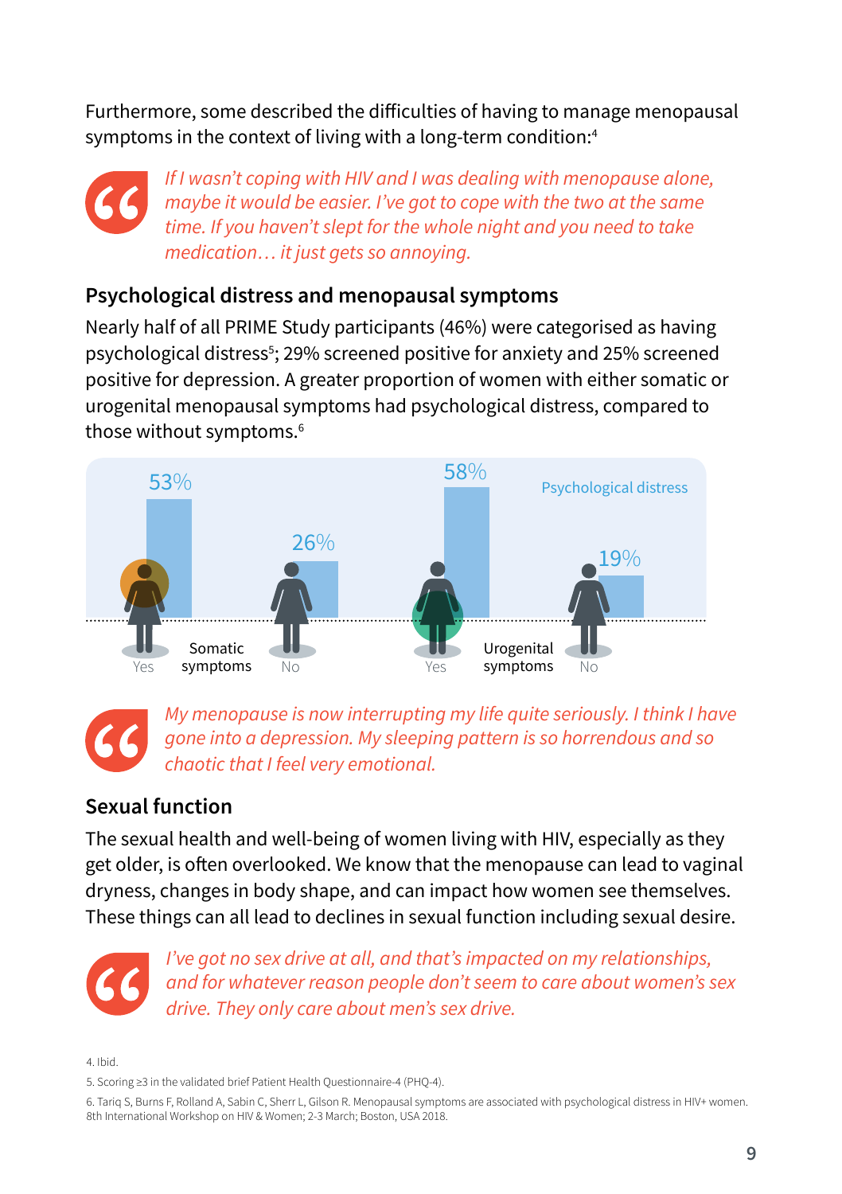Furthermore, some described the difficulties of having to manage menopausal symptoms in the context of living with a long-term condition:[4]

> *If I wasn't coping with HIV and I was dealing with menopause alone, maybe it would be easier. I've got to cope with the two at the same time. If you haven't slept for the whole night and you need to take medication… it just gets so annoying.*

## Psychological distress and menopausal symptoms

Nearly half of all PRIME Study participants (46%) were categorised as having psychological distress[5]; 29% screened positive for anxiety and 25% screened positive for depression. A greater proportion of women with either somatic or urogenital menopausal symptoms had psychological distress, compared to those without symptoms.[6]

Psychological distress

| | Yes | No |
|---|---|---|
| Somatic symptoms | 53% | 26% |
| Urogenital symptoms | 58% | 19% |

> *My menopause is now interrupting my life quite seriously. I think I have gone into a depression. My sleeping pattern is so horrendous and so chaotic that I feel very emotional.*

## Sexual function

The sexual health and well-being of women living with HIV, especially as they get older, is often overlooked. We know that the menopause can lead to vaginal dryness, changes in body shape, and can impact how women see themselves. These things can all lead to declines in sexual function including sexual desire.

> *I've got no sex drive at all, and that's impacted on my relationships, and for whatever reason people don't seem to care about women's sex drive. They only care about men's sex drive.*

4. Ibid.

5. Scoring ≥3 in the validated brief Patient Health Questionnaire-4 (PHQ-4).

6. Tariq S, Burns F, Rolland A, Sabin C, Sherr L, Gilson R. Menopausal symptoms are associated with psychological distress in HIV+ women. 8th International Workshop on HIV & Women; 2-3 March; Boston, USA 2018.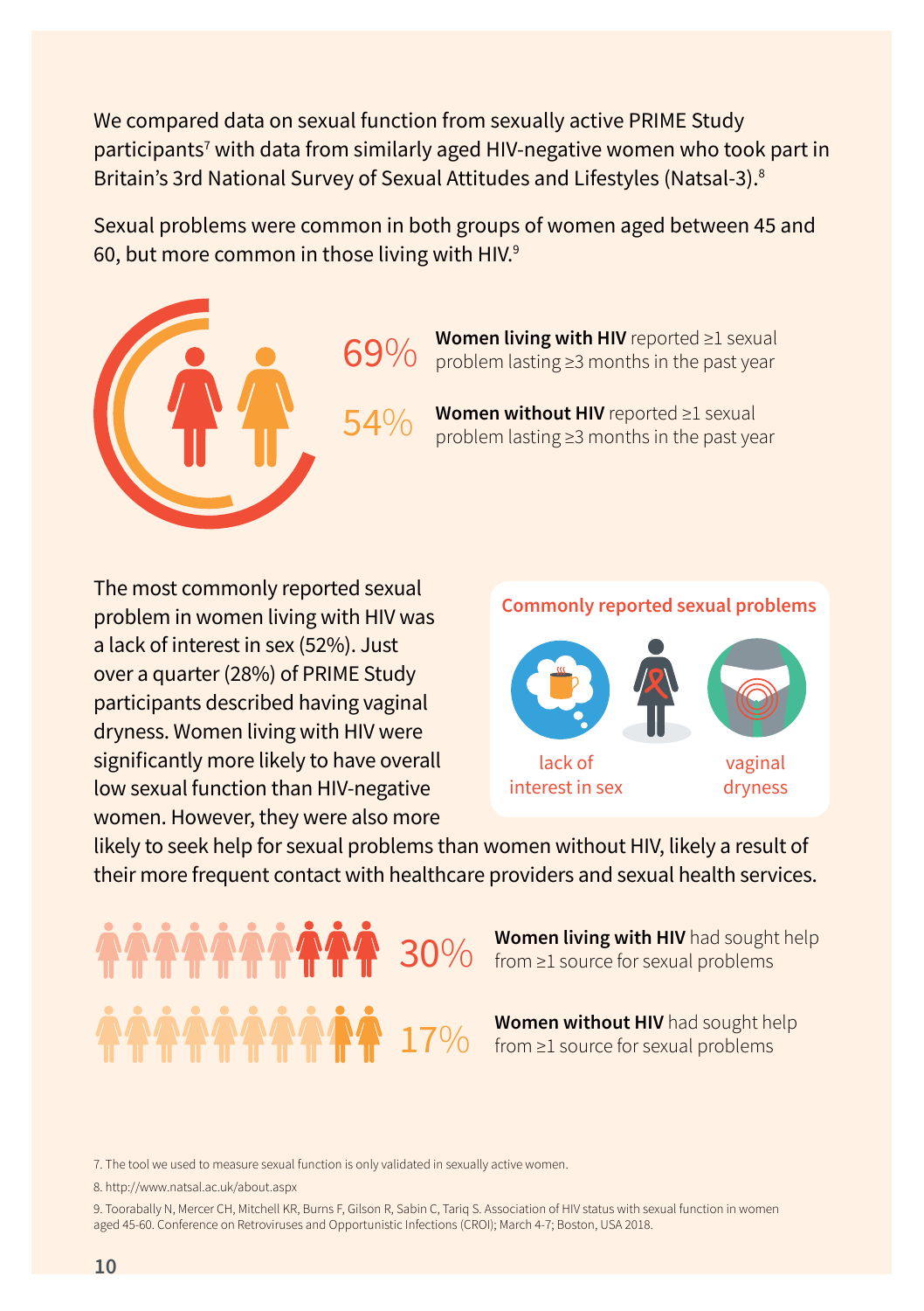We compared data on sexual function from sexually active PRIME Study participants[7] with data from similarly aged HIV-negative women who took part in Britain's 3rd National Survey of Sexual Attitudes and Lifestyles (Natsal-3).[8]

Sexual problems were common in both groups of women aged between 45 and 60, but more common in those living with HIV.[9]

69% **Women living with HIV** reported ≥1 sexual problem lasting ≥3 months in the past year

54% **Women without HIV** reported ≥1 sexual problem lasting ≥3 months in the past year

The most commonly reported sexual problem in women living with HIV was a lack of interest in sex (52%). Just over a quarter (28%) of PRIME Study participants described having vaginal dryness. Women living with HIV were significantly more likely to have overall low sexual function than HIV-negative women. However, they were also more likely to seek help for sexual problems than women without HIV, likely a result of their more frequent contact with healthcare providers and sexual health services.

**Commonly reported sexual problems**

lack of interest in sex

vaginal dryness

30% **Women living with HIV** had sought help from ≥1 source for sexual problems

17% **Women without HIV** had sought help from ≥1 source for sexual problems

7. The tool we used to measure sexual function is only validated in sexually active women.

8. http://www.natsal.ac.uk/about.aspx

9. Toorabally N, Mercer CH, Mitchell KR, Burns F, Gilson R, Sabin C, Tariq S. Association of HIV status with sexual function in women aged 45-60. Conference on Retroviruses and Opportunistic Infections (CROI); March 4-7; Boston, USA 2018.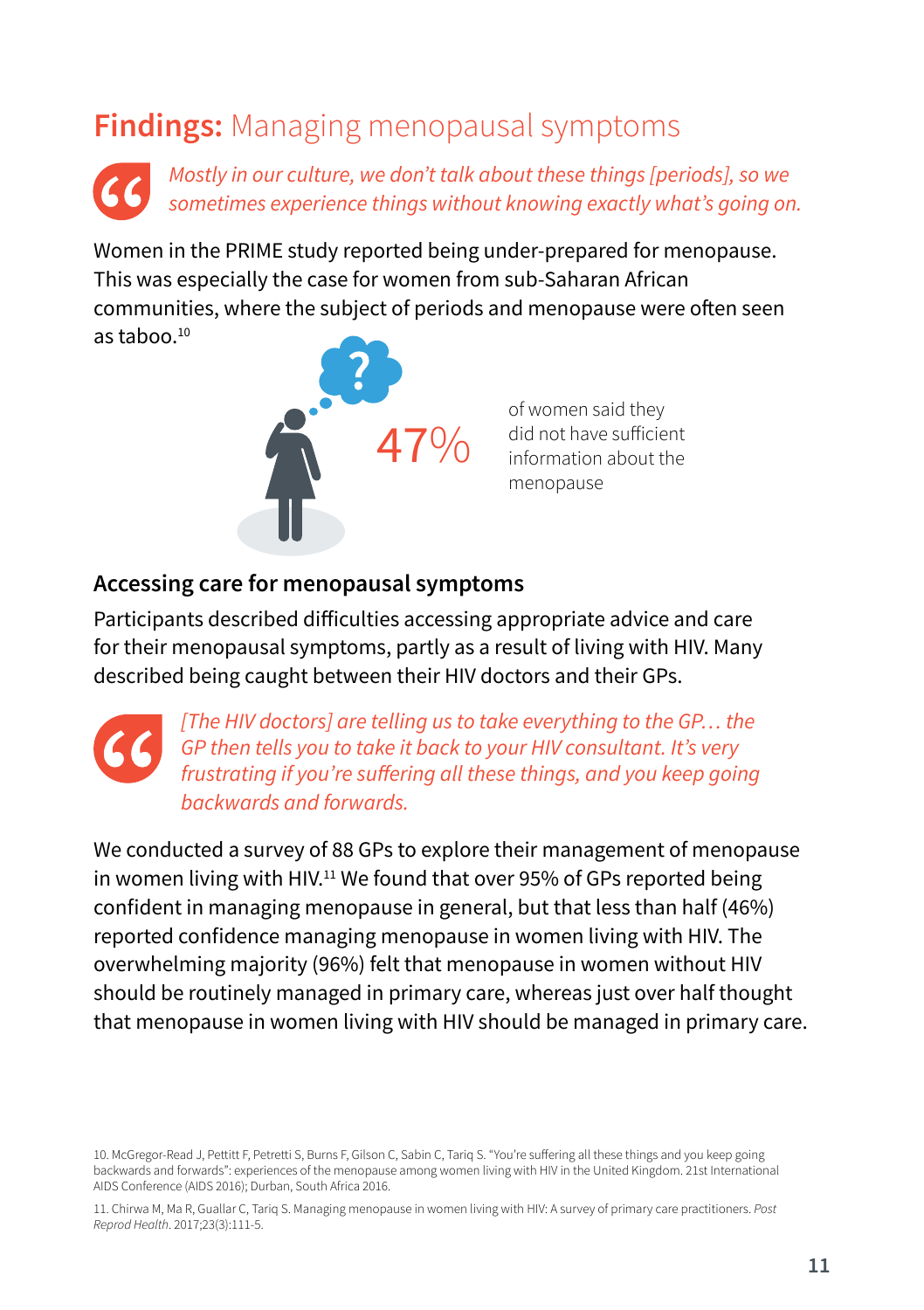# **Findings:** Managing menopausal symptoms

> *Mostly in our culture, we don't talk about these things [periods], so we sometimes experience things without knowing exactly what's going on.*

Women in the PRIME study reported being under-prepared for menopause. This was especially the case for women from sub-Saharan African communities, where the subject of periods and menopause were often seen as taboo.[10]

47% of women said they did not have sufficient information about the menopause

## Accessing care for menopausal symptoms

Participants described difficulties accessing appropriate advice and care for their menopausal symptoms, partly as a result of living with HIV. Many described being caught between their HIV doctors and their GPs.

> *[The HIV doctors] are telling us to take everything to the GP… the GP then tells you to take it back to your HIV consultant. It's very frustrating if you're suffering all these things, and you keep going backwards and forwards.*

We conducted a survey of 88 GPs to explore their management of menopause in women living with HIV.[11] We found that over 95% of GPs reported being confident in managing menopause in general, but that less than half (46%) reported confidence managing menopause in women living with HIV. The overwhelming majority (96%) felt that menopause in women without HIV should be routinely managed in primary care, whereas just over half thought that menopause in women living with HIV should be managed in primary care.

10. McGregor-Read J, Pettitt F, Petretti S, Burns F, Gilson C, Sabin C, Tariq S. "You're suffering all these things and you keep going backwards and forwards": experiences of the menopause among women living with HIV in the United Kingdom. 21st International AIDS Conference (AIDS 2016); Durban, South Africa 2016.

11. Chirwa M, Ma R, Guallar C, Tariq S. Managing menopause in women living with HIV: A survey of primary care practitioners. *Post Reprod Health*. 2017;23(3):111-5.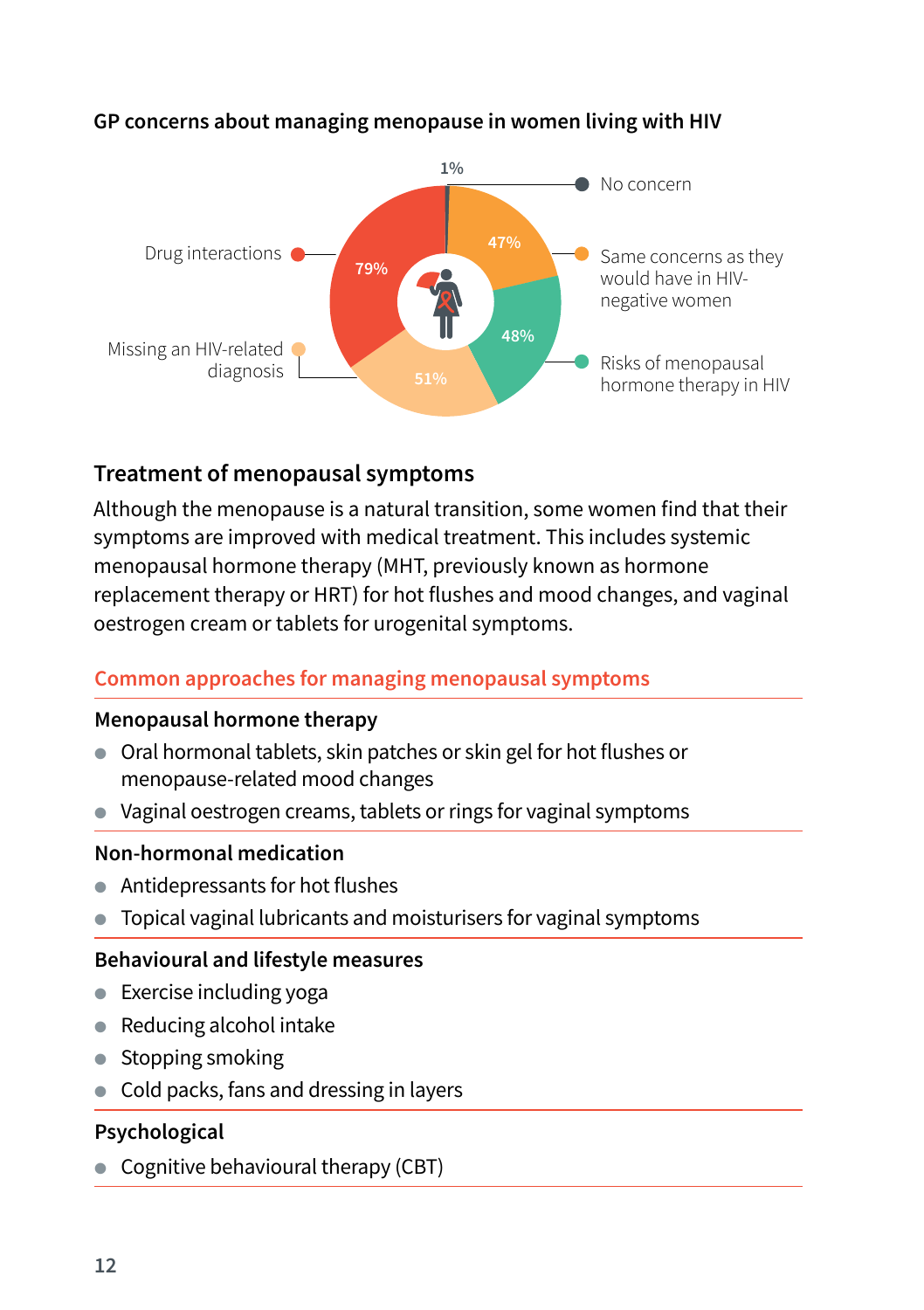**GP concerns about managing menopause in women living with HIV**

- Drug interactions: 79%
- Same concerns as they would have in HIV-negative women: 47%
- Risks of menopausal hormone therapy in HIV: 48%
- Missing an HIV-related diagnosis: 51%
- No concern: 1%

## Treatment of menopausal symptoms

Although the menopause is a natural transition, some women find that their symptoms are improved with medical treatment. This includes systemic menopausal hormone therapy (MHT, previously known as hormone replacement therapy or HRT) for hot flushes and mood changes, and vaginal oestrogen cream or tablets for urogenital symptoms.

### Common approaches for managing menopausal symptoms

**Menopausal hormone therapy**

- Oral hormonal tablets, skin patches or skin gel for hot flushes or menopause-related mood changes
- Vaginal oestrogen creams, tablets or rings for vaginal symptoms

**Non-hormonal medication**

- Antidepressants for hot flushes
- Topical vaginal lubricants and moisturisers for vaginal symptoms

**Behavioural and lifestyle measures**

- Exercise including yoga
- Reducing alcohol intake
- Stopping smoking
- Cold packs, fans and dressing in layers

**Psychological**

- Cognitive behavioural therapy (CBT)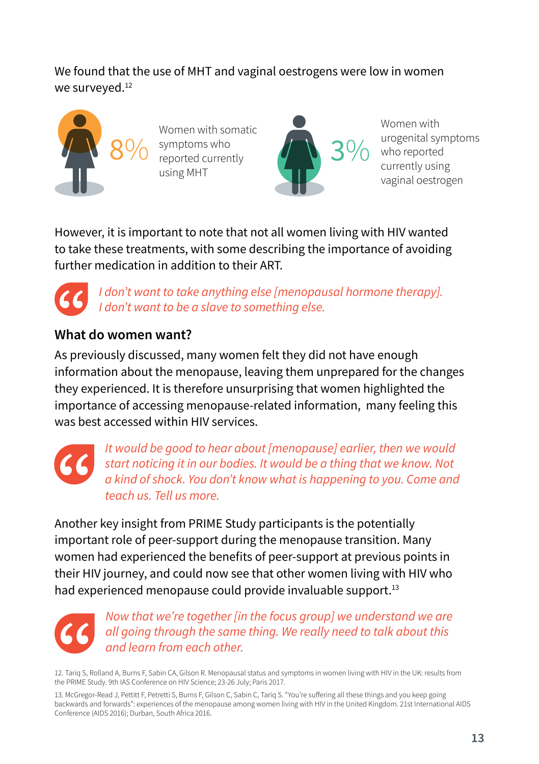We found that the use of MHT and vaginal oestrogens were low in women we surveyed.[12]

8% Women with somatic symptoms who reported currently using MHT

3% Women with urogenital symptoms who reported currently using vaginal oestrogen

However, it is important to note that not all women living with HIV wanted to take these treatments, with some describing the importance of avoiding further medication in addition to their ART.

> *I don't want to take anything else [menopausal hormone therapy]. I don't want to be a slave to something else.*

### What do women want?

As previously discussed, many women felt they did not have enough information about the menopause, leaving them unprepared for the changes they experienced. It is therefore unsurprising that women highlighted the importance of accessing menopause-related information, many feeling this was best accessed within HIV services.

> *It would be good to hear about [menopause] earlier, then we would start noticing it in our bodies. It would be a thing that we know. Not a kind of shock. You don't know what is happening to you. Come and teach us. Tell us more.*

Another key insight from PRIME Study participants is the potentially important role of peer-support during the menopause transition. Many women had experienced the benefits of peer-support at previous points in their HIV journey, and could now see that other women living with HIV who had experienced menopause could provide invaluable support.[13]

> *Now that we're together [in the focus group] we understand we are all going through the same thing. We really need to talk about this and learn from each other.*

12. Tariq S, Rolland A, Burns F, Sabin CA, Gilson R. Menopausal status and symptoms in women living with HIV in the UK: results from the PRIME Study. 9th IAS Conference on HIV Science; 23-26 July; Paris 2017.

13. McGregor-Read J, Pettitt F, Petretti S, Burns F, Gilson C, Sabin C, Tariq S. "You're suffering all these things and you keep going backwards and forwards": experiences of the menopause among women living with HIV in the United Kingdom. 21st International AIDS Conference (AIDS 2016); Durban, South Africa 2016.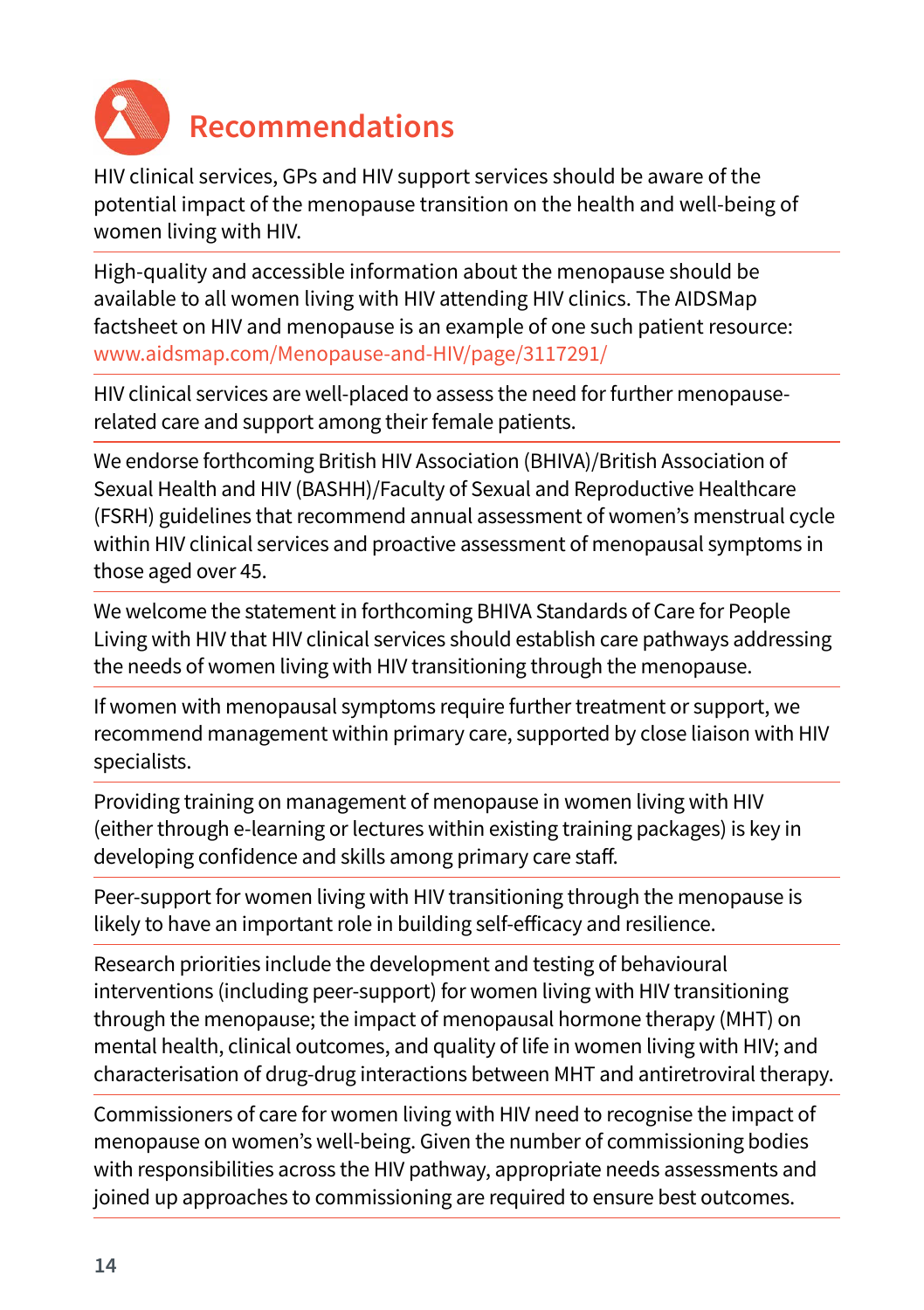# Recommendations

HIV clinical services, GPs and HIV support services should be aware of the potential impact of the menopause transition on the health and well-being of women living with HIV.

High-quality and accessible information about the menopause should be available to all women living with HIV attending HIV clinics. The AIDSMap factsheet on HIV and menopause is an example of one such patient resource: www.aidsmap.com/Menopause-and-HIV/page/3117291/

HIV clinical services are well-placed to assess the need for further menopause-related care and support among their female patients.

We endorse forthcoming British HIV Association (BHIVA)/British Association of Sexual Health and HIV (BASHH)/Faculty of Sexual and Reproductive Healthcare (FSRH) guidelines that recommend annual assessment of women's menstrual cycle within HIV clinical services and proactive assessment of menopausal symptoms in those aged over 45.

We welcome the statement in forthcoming BHIVA Standards of Care for People Living with HIV that HIV clinical services should establish care pathways addressing the needs of women living with HIV transitioning through the menopause.

If women with menopausal symptoms require further treatment or support, we recommend management within primary care, supported by close liaison with HIV specialists.

Providing training on management of menopause in women living with HIV (either through e-learning or lectures within existing training packages) is key in developing confidence and skills among primary care staff.

Peer-support for women living with HIV transitioning through the menopause is likely to have an important role in building self-efficacy and resilience.

Research priorities include the development and testing of behavioural interventions (including peer-support) for women living with HIV transitioning through the menopause; the impact of menopausal hormone therapy (MHT) on mental health, clinical outcomes, and quality of life in women living with HIV; and characterisation of drug-drug interactions between MHT and antiretroviral therapy.

Commissioners of care for women living with HIV need to recognise the impact of menopause on women's well-being. Given the number of commissioning bodies with responsibilities across the HIV pathway, appropriate needs assessments and joined up approaches to commissioning are required to ensure best outcomes.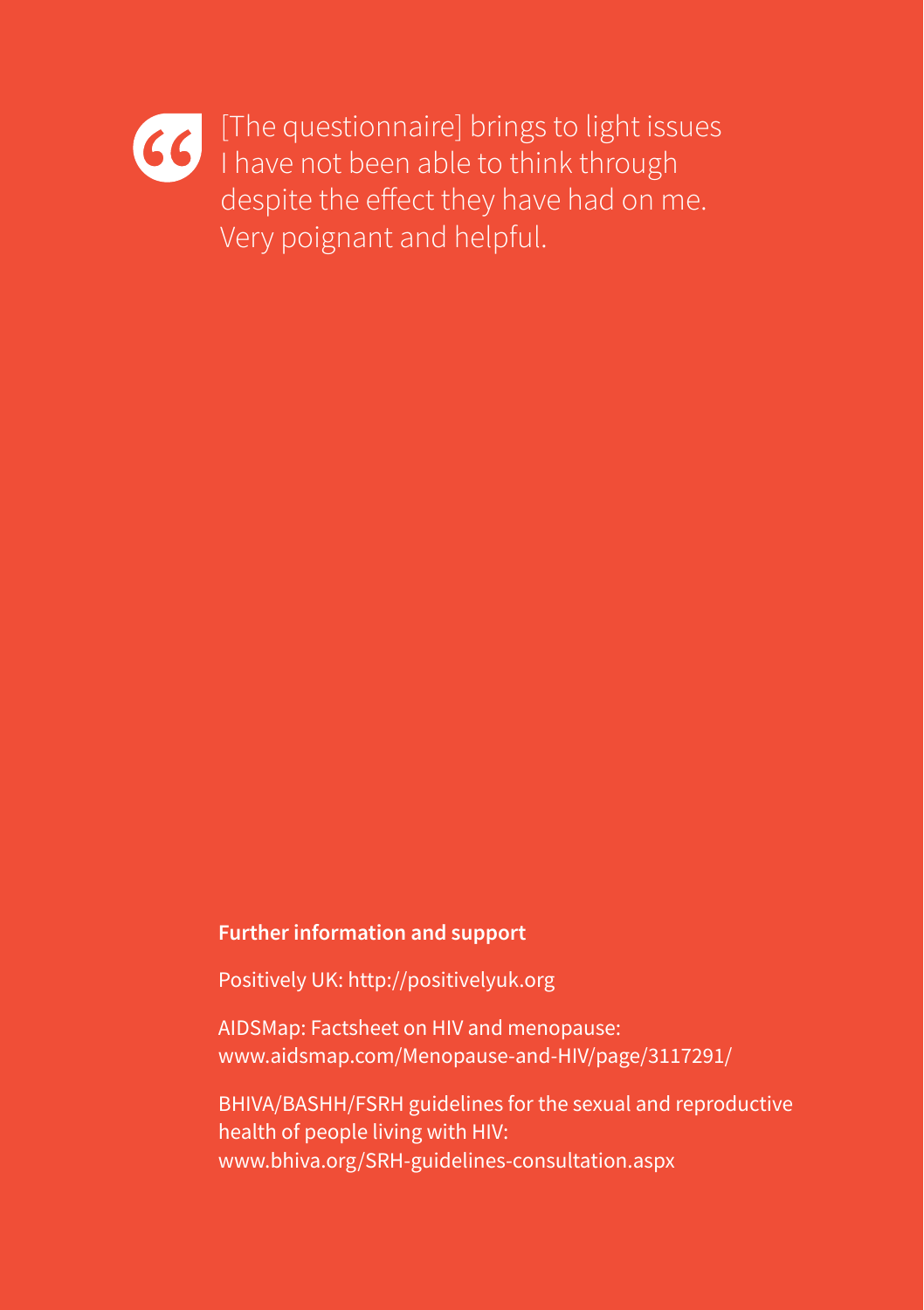> [The questionnaire] brings to light issues I have not been able to think through despite the effect they have had on me. Very poignant and helpful.

**Further information and support**

Positively UK: http://positivelyuk.org

AIDSMap: Factsheet on HIV and menopause:
www.aidsmap.com/Menopause-and-HIV/page/3117291/

BHIVA/BASHH/FSRH guidelines for the sexual and reproductive health of people living with HIV:
www.bhiva.org/SRH-guidelines-consultation.aspx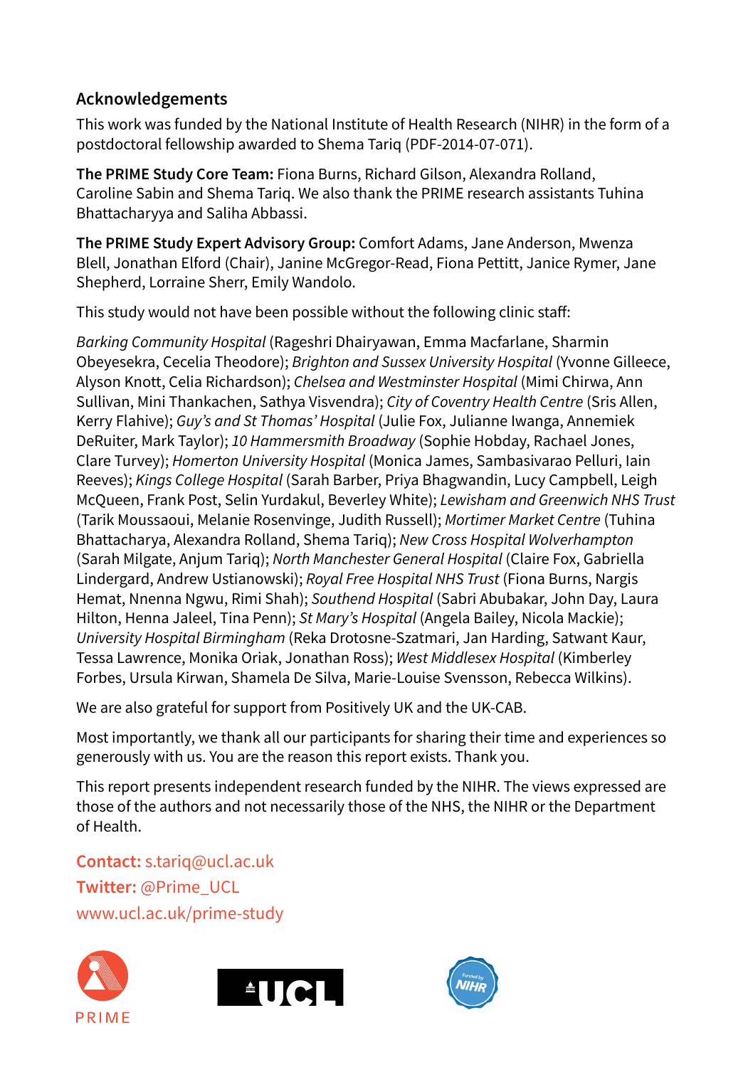## Acknowledgements

This work was funded by the National Institute of Health Research (NIHR) in the form of a postdoctoral fellowship awarded to Shema Tariq (PDF-2014-07-071).

**The PRIME Study Core Team:** Fiona Burns, Richard Gilson, Alexandra Rolland, Caroline Sabin and Shema Tariq. We also thank the PRIME research assistants Tuhina Bhattacharyya and Saliha Abbassi.

**The PRIME Study Expert Advisory Group:** Comfort Adams, Jane Anderson, Mwenza Blell, Jonathan Elford (Chair), Janine McGregor-Read, Fiona Pettitt, Janice Rymer, Jane Shepherd, Lorraine Sherr, Emily Wandolo.

This study would not have been possible without the following clinic staff:

*Barking Community Hospital* (Rageshri Dhairyawan, Emma Macfarlane, Sharmin Obeyesekra, Cecelia Theodore); *Brighton and Sussex University Hospital* (Yvonne Gilleece, Alyson Knott, Celia Richardson); *Chelsea and Westminster Hospital* (Mimi Chirwa, Ann Sullivan, Mini Thankachen, Sathya Visvendra); *City of Coventry Health Centre* (Sris Allen, Kerry Flahive); *Guy's and St Thomas' Hospital* (Julie Fox, Julianne Iwanga, Annemiek DeRuiter, Mark Taylor); *10 Hammersmith Broadway* (Sophie Hobday, Rachael Jones, Clare Turvey); *Homerton University Hospital* (Monica James, Sambasivarao Pelluri, Iain Reeves); *Kings College Hospital* (Sarah Barber, Priya Bhagwandin, Lucy Campbell, Leigh McQueen, Frank Post, Selin Yurdakul, Beverley White); *Lewisham and Greenwich NHS Trust* (Tarik Moussaoui, Melanie Rosenvinge, Judith Russell); *Mortimer Market Centre* (Tuhina Bhattacharya, Alexandra Rolland, Shema Tariq); *New Cross Hospital Wolverhampton* (Sarah Milgate, Anjum Tariq); *North Manchester General Hospital* (Claire Fox, Gabriella Lindergard, Andrew Ustianowski); *Royal Free Hospital NHS Trust* (Fiona Burns, Nargis Hemat, Nnenna Ngwu, Rimi Shah); *Southend Hospital* (Sabri Abubakar, John Day, Laura Hilton, Henna Jaleel, Tina Penn); *St Mary's Hospital* (Angela Bailey, Nicola Mackie); *University Hospital Birmingham* (Reka Drotosne-Szatmari, Jan Harding, Satwant Kaur, Tessa Lawrence, Monika Oriak, Jonathan Ross); *West Middlesex Hospital* (Kimberley Forbes, Ursula Kirwan, Shamela De Silva, Marie-Louise Svensson, Rebecca Wilkins).

We are also grateful for support from Positively UK and the UK-CAB.

Most importantly, we thank all our participants for sharing their time and experiences so generously with us. You are the reason this report exists. Thank you.

This report presents independent research funded by the NIHR. The views expressed are those of the authors and not necessarily those of the NHS, the NIHR or the Department of Health.

**Contact:** s.tariq@ucl.ac.uk
**Twitter:** @Prime_UCL
www.ucl.ac.uk/prime-study

PRIME